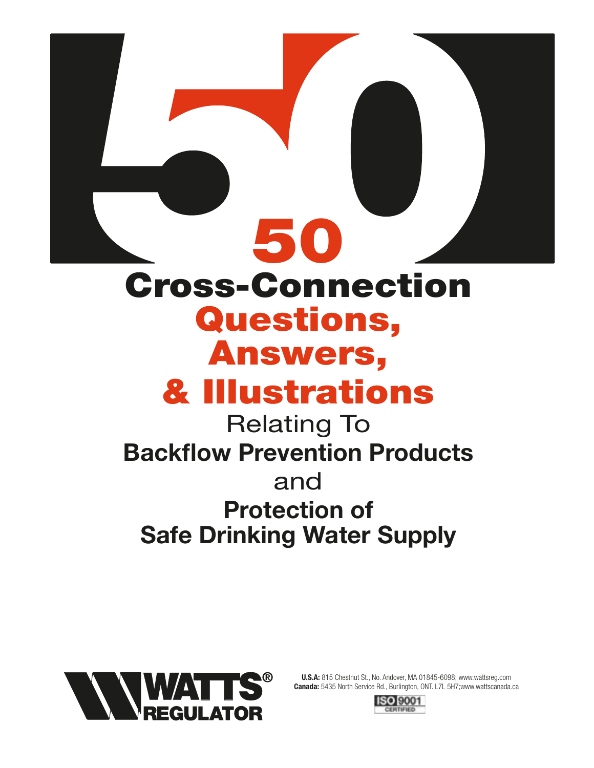# 50 Cross-Connection Questions, Answers, & Illustrations

Relating To

**Backflow Prevention Products**

and

**Protection of Safe Drinking Water Supply**

**WATTS® REGULATOR**

**U.S.A:** 815 Chestnut St., No. Andover, MA 01845-6098; www.wattsreg.com
**Canada:** 5435 North Service Rd., Burlington, ONT. L7L 5H7;www.wattscanada.ca

ISO 9001 CERTIFIED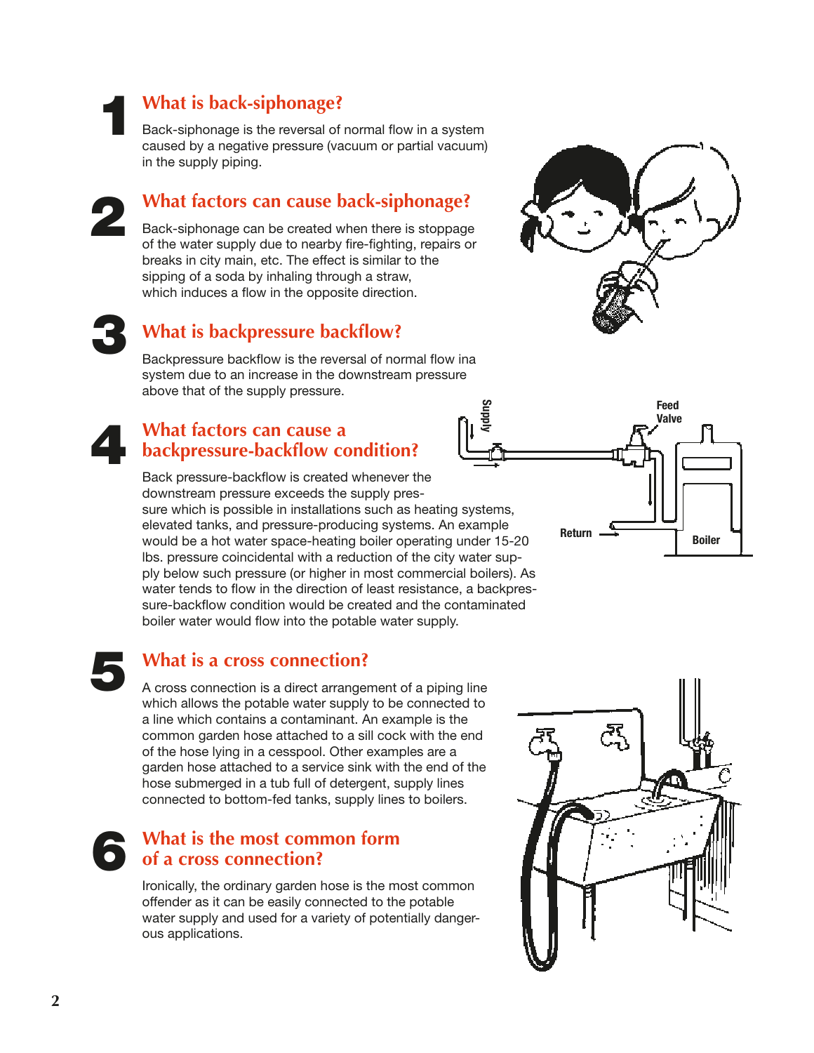## 1 What is back-siphonage?

Back-siphonage is the reversal of normal flow in a system caused by a negative pressure (vacuum or partial vacuum) in the supply piping.

## 2 What factors can cause back-siphonage?

Back-siphonage can be created when there is stoppage of the water supply due to nearby fire-fighting, repairs or breaks in city main, etc. The effect is similar to the sipping of a soda by inhaling through a straw, which induces a flow in the opposite direction.

## 3 What is backpressure backflow?

Backpressure backflow is the reversal of normal flow ina system due to an increase in the downstream pressure above that of the supply pressure.

## 4 What factors can cause a backpressure-backflow condition?

Back pressure-backflow is created whenever the downstream pressure exceeds the supply pressure which is possible in installations such as heating systems, elevated tanks, and pressure-producing systems. An example would be a hot water space-heating boiler operating under 15-20 lbs. pressure coincidental with a reduction of the city water supply below such pressure (or higher in most commercial boilers). As water tends to flow in the direction of least resistance, a backpressure-backflow condition would be created and the contaminated boiler water would flow into the potable water supply.

Supply

Feed Valve

Return

Boiler

## 5 What is a cross connection?

A cross connection is a direct arrangement of a piping line which allows the potable water supply to be connected to a line which contains a contaminant. An example is the common garden hose attached to a sill cock with the end of the hose lying in a cesspool. Other examples are a garden hose attached to a service sink with the end of the hose submerged in a tub full of detergent, supply lines connected to bottom-fed tanks, supply lines to boilers.

## 6 What is the most common form of a cross connection?

Ironically, the ordinary garden hose is the most common offender as it can be easily connected to the potable water supply and used for a variety of potentially dangerous applications.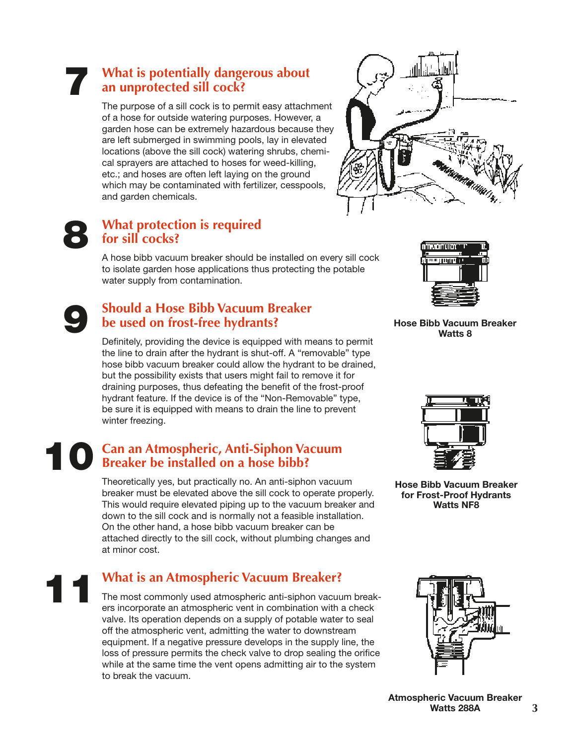## 7 What is potentially dangerous about an unprotected sill cock?

The purpose of a sill cock is to permit easy attachment of a hose for outside watering purposes. However, a garden hose can be extremely hazardous because they are left submerged in swimming pools, lay in elevated locations (above the sill cock) watering shrubs, chemical sprayers are attached to hoses for weed-killing, etc.; and hoses are often left laying on the ground which may be contaminated with fertilizer, cesspools, and garden chemicals.

## 8 What protection is required for sill cocks?

A hose bibb vacuum breaker should be installed on every sill cock to isolate garden hose applications thus protecting the potable water supply from contamination.

**Hose Bibb Vacuum Breaker Watts 8**

## 9 Should a Hose Bibb Vacuum Breaker be used on frost-free hydrants?

Definitely, providing the device is equipped with means to permit the line to drain after the hydrant is shut-off. A "removable" type hose bibb vacuum breaker could allow the hydrant to be drained, but the possibility exists that users might fail to remove it for draining purposes, thus defeating the benefit of the frost-proof hydrant feature. If the device is of the "Non-Removable" type, be sure it is equipped with means to drain the line to prevent winter freezing.

**Hose Bibb Vacuum Breaker for Frost-Proof Hydrants Watts NF8**

## 10 Can an Atmospheric, Anti-Siphon Vacuum Breaker be installed on a hose bibb?

Theoretically yes, but practically no. An anti-siphon vacuum breaker must be elevated above the sill cock to operate properly. This would require elevated piping up to the vacuum breaker and down to the sill cock and is normally not a feasible installation. On the other hand, a hose bibb vacuum breaker can be attached directly to the sill cock, without plumbing changes and at minor cost.

## 11 What is an Atmospheric Vacuum Breaker?

The most commonly used atmospheric anti-siphon vacuum breakers incorporate an atmospheric vent in combination with a check valve. Its operation depends on a supply of potable water to seal off the atmospheric vent, admitting the water to downstream equipment. If a negative pressure develops in the supply line, the loss of pressure permits the check valve to drop sealing the orifice while at the same time the vent opens admitting air to the system to break the vacuum.

**Atmospheric Vacuum Breaker Watts 288A**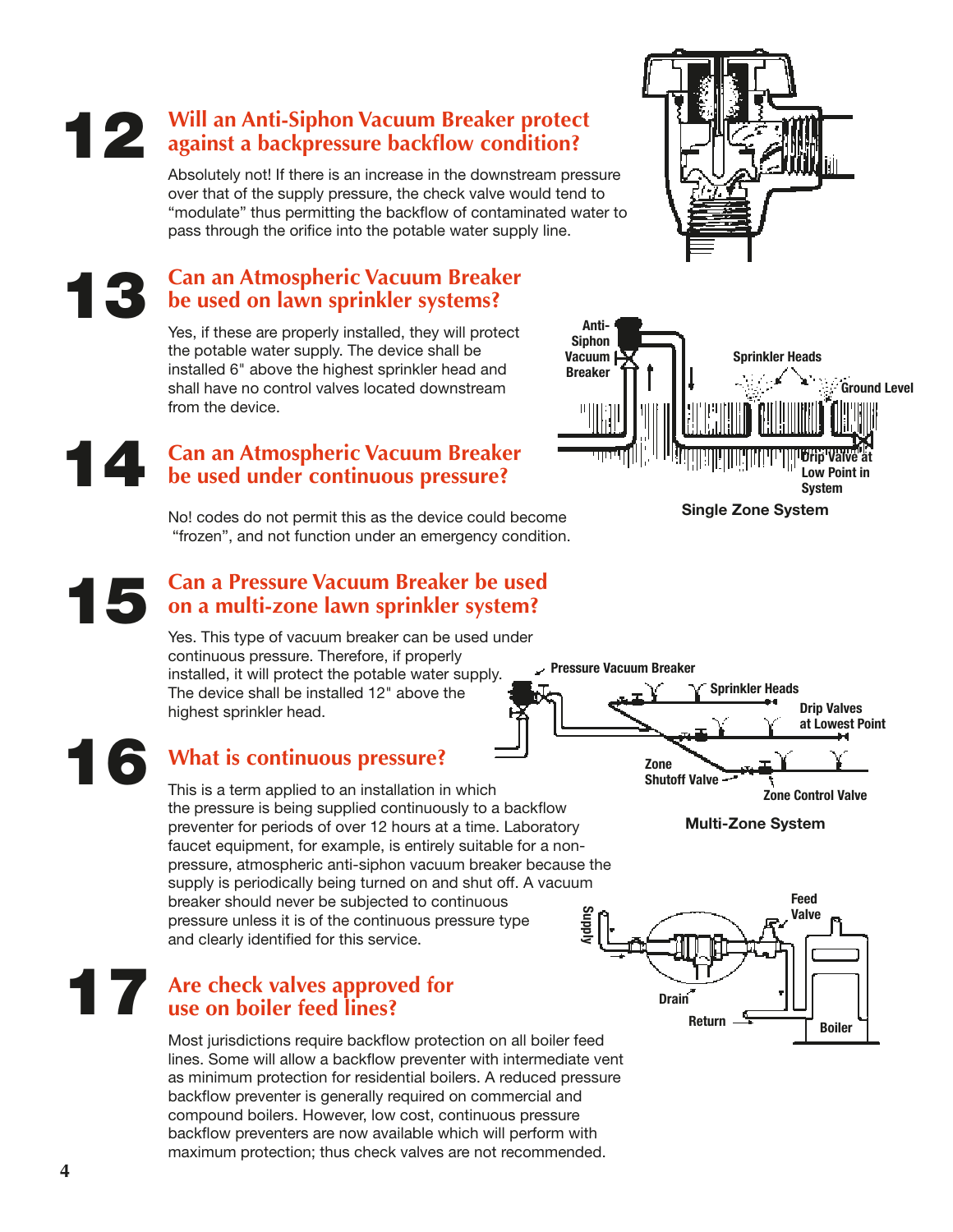## 12 Will an Anti-Siphon Vacuum Breaker protect against a backpressure backflow condition?

Absolutely not! If there is an increase in the downstream pressure over that of the supply pressure, the check valve would tend to "modulate" thus permitting the backflow of contaminated water to pass through the orifice into the potable water supply line.

## 13 Can an Atmospheric Vacuum Breaker be used on lawn sprinkler systems?

Yes, if these are properly installed, they will protect the potable water supply. The device shall be installed 6" above the highest sprinkler head and shall have no control valves located downstream from the device.

Anti-Siphon Vacuum Breaker

Sprinkler Heads

Ground Level

Drip Valve at Low Point in System

**Single Zone System**

## 14 Can an Atmospheric Vacuum Breaker be used under continuous pressure?

No! codes do not permit this as the device could become "frozen", and not function under an emergency condition.

## 15 Can a Pressure Vacuum Breaker be used on a multi-zone lawn sprinkler system?

Yes. This type of vacuum breaker can be used under continuous pressure. Therefore, if properly installed, it will protect the potable water supply. The device shall be installed 12" above the highest sprinkler head.

Pressure Vacuum Breaker

Sprinkler Heads

Drip Valves at Lowest Point

Zone Shutoff Valve

Zone Control Valve

**Multi-Zone System**

## 16 What is continuous pressure?

This is a term applied to an installation in which the pressure is being supplied continuously to a backflow preventer for periods of over 12 hours at a time. Laboratory faucet equipment, for example, is entirely suitable for a non-pressure, atmospheric anti-siphon vacuum breaker because the supply is periodically being turned on and shut off. A vacuum breaker should never be subjected to continuous pressure unless it is of the continuous pressure type and clearly identified for this service.

Supply

Feed Valve

Drain

Return

Boiler

## 17 Are check valves approved for use on boiler feed lines?

Most jurisdictions require backflow protection on all boiler feed lines. Some will allow a backflow preventer with intermediate vent as minimum protection for residential boilers. A reduced pressure backflow preventer is generally required on commercial and compound boilers. However, low cost, continuous pressure backflow preventers are now available which will perform with maximum protection; thus check valves are not recommended.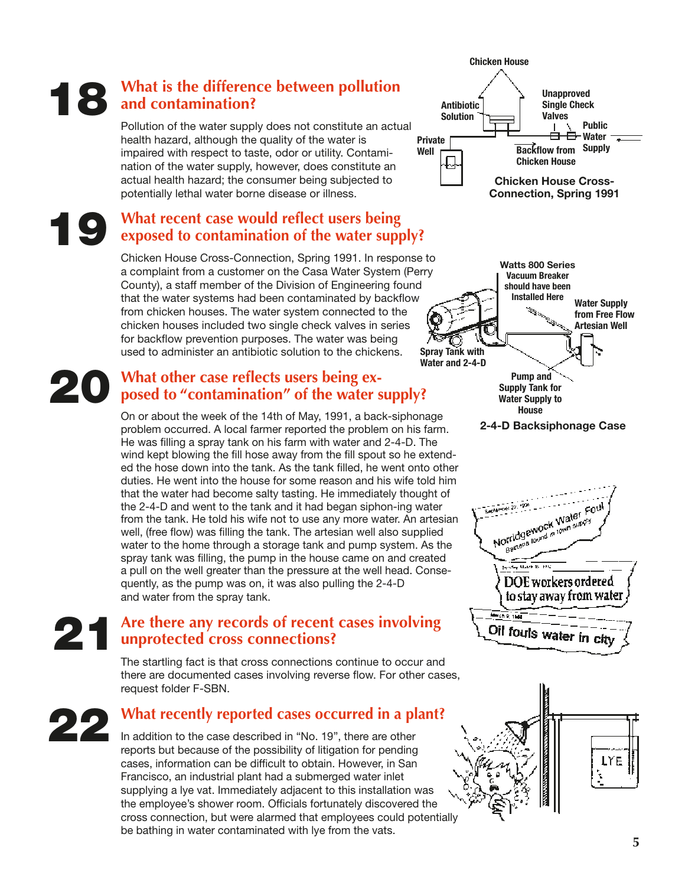## 18 What is the difference between pollution and contamination?

Pollution of the water supply does not constitute an actual health hazard, although the quality of the water is impaired with respect to taste, odor or utility. Contamination of the water supply, however, does constitute an actual health hazard; the consumer being subjected to potentially lethal water borne disease or illness.

Chicken House Cross-Connection, Spring 1991

## 19 What recent case would reflect users being exposed to contamination of the water supply?

Chicken House Cross-Connection, Spring 1991. In response to a complaint from a customer on the Casa Water System (Perry County), a staff member of the Division of Engineering found that the water systems had been contaminated by backflow from chicken houses. The water system connected to the chicken houses included two single check valves in series for backflow prevention purposes. The water was being used to administer an antibiotic solution to the chickens.

2-4-D Backsiphonage Case

## 20 What other case reflects users being exposed to "contamination" of the water supply?

On or about the week of the 14th of May, 1991, a back-siphonage problem occurred. A local farmer reported the problem on his farm. He was filling a spray tank on his farm with water and 2-4-D. The wind kept blowing the fill hose away from the fill spout so he extended the hose down into the tank. As the tank filled, he went onto other duties. He went into the house for some reason and his wife told him that the water had become salty tasting. He immediately thought of the 2-4-D and went to the tank and it had began siphon-ing water from the tank. He told his wife not to use any more water. An artesian well, (free flow) was filling the tank. The artesian well also supplied water to the home through a storage tank and pump system. As the spray tank was filling, the pump in the house came on and created a pull on the well greater than the pressure at the well head. Consequently, as the pump was on, it was also pulling the 2-4-D and water from the spray tank.

## 21 Are there any records of recent cases involving unprotected cross connections?

The startling fact is that cross connections continue to occur and there are documented cases involving reverse flow. For other cases, request folder F-SBN.

## 22 What recently reported cases occurred in a plant?

In addition to the case described in "No. 19", there are other reports but because of the possibility of litigation for pending cases, information can be difficult to obtain. However, in San Francisco, an industrial plant had a submerged water inlet supplying a lye vat. Immediately adjacent to this installation was the employee's shower room. Officials fortunately discovered the cross connection, but were alarmed that employees could potentially be bathing in water contaminated with lye from the vats.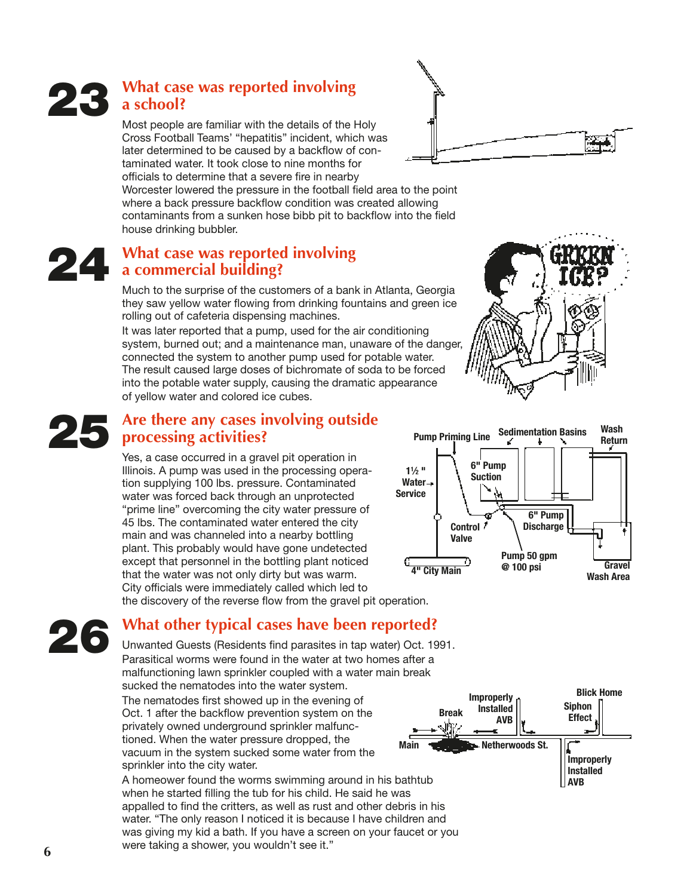## 23 What case was reported involving a school?

Most people are familiar with the details of the Holy Cross Football Teams' "hepatitis" incident, which was later determined to be caused by a backflow of contaminated water. It took close to nine months for officials to determine that a severe fire in nearby Worcester lowered the pressure in the football field area to the point where a back pressure backflow condition was created allowing contaminants from a sunken hose bibb pit to backflow into the field house drinking bubbler.

## 24 What case was reported involving a commercial building?

Much to the surprise of the customers of a bank in Atlanta, Georgia they saw yellow water flowing from drinking fountains and green ice rolling out of cafeteria dispensing machines.

It was later reported that a pump, used for the air conditioning system, burned out; and a maintenance man, unaware of the danger, connected the system to another pump used for potable water. The result caused large doses of bichromate of soda to be forced into the potable water supply, causing the dramatic appearance of yellow water and colored ice cubes.

## 25 Are there any cases involving outside processing activities?

Yes, a case occurred in a gravel pit operation in Illinois. A pump was used in the processing operation supplying 100 lbs. pressure. Contaminated water was forced back through an unprotected "prime line" overcoming the city water pressure of 45 lbs. The contaminated water entered the city main and was channeled into a nearby bottling plant. This probably would have gone undetected except that personnel in the bottling plant noticed that the water was not only dirty but was warm. City officials were immediately called which led to the discovery of the reverse flow from the gravel pit operation.

## 26 What other typical cases have been reported?

Unwanted Guests (Residents find parasites in tap water) Oct. 1991. Parasitical worms were found in the water at two homes after a malfunctioning lawn sprinkler coupled with a water main break sucked the nematodes into the water system.

The nematodes first showed up in the evening of Oct. 1 after the backflow prevention system on the privately owned underground sprinkler malfunctioned. When the water pressure dropped, the vacuum in the system sucked some water from the sprinkler into the city water.

A homeower found the worms swimming around in his bathtub when he started filling the tub for his child. He said he was appalled to find the critters, as well as rust and other debris in his water. "The only reason I noticed it is because I have children and was giving my kid a bath. If you have a screen on your faucet or you were taking a shower, you wouldn't see it."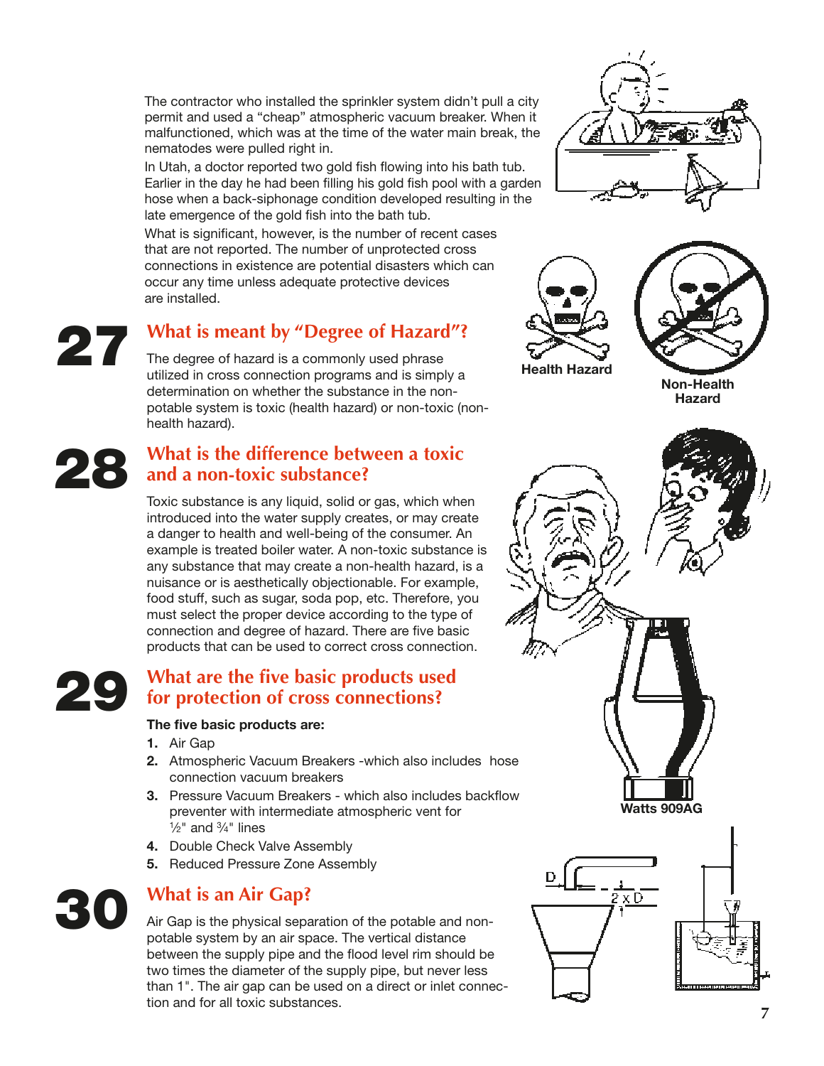The contractor who installed the sprinkler system didn't pull a city permit and used a "cheap" atmospheric vacuum breaker. When it malfunctioned, which was at the time of the water main break, the nematodes were pulled right in.

In Utah, a doctor reported two gold fish flowing into his bath tub. Earlier in the day he had been filling his gold fish pool with a garden hose when a back-siphonage condition developed resulting in the late emergence of the gold fish into the bath tub.

What is significant, however, is the number of recent cases that are not reported. The number of unprotected cross connections in existence are potential disasters which can occur any time unless adequate protective devices are installed.

## 27 What is meant by "Degree of Hazard"?

The degree of hazard is a commonly used phrase utilized in cross connection programs and is simply a determination on whether the substance in the non-potable system is toxic (health hazard) or non-toxic (non-health hazard).

Health Hazard

Non-Health Hazard

## 28 What is the difference between a toxic and a non-toxic substance?

Toxic substance is any liquid, solid or gas, which when introduced into the water supply creates, or may create a danger to health and well-being of the consumer. An example is treated boiler water. A non-toxic substance is any substance that may create a non-health hazard, is a nuisance or is aesthetically objectionable. For example, food stuff, such as sugar, soda pop, etc. Therefore, you must select the proper device according to the type of connection and degree of hazard. There are five basic products that can be used to correct cross connection.

## 29 What are the five basic products used for protection of cross connections?

**The five basic products are:**

1. Air Gap
2. Atmospheric Vacuum Breakers -which also includes hose connection vacuum breakers
3. Pressure Vacuum Breakers - which also includes backflow preventer with intermediate atmospheric vent for ½" and ¾" lines
4. Double Check Valve Assembly
5. Reduced Pressure Zone Assembly

Watts 909AG

## 30 What is an Air Gap?

Air Gap is the physical separation of the potable and non-potable system by an air space. The vertical distance between the supply pipe and the flood level rim should be two times the diameter of the supply pipe, but never less than 1". The air gap can be used on a direct or inlet connection and for all toxic substances.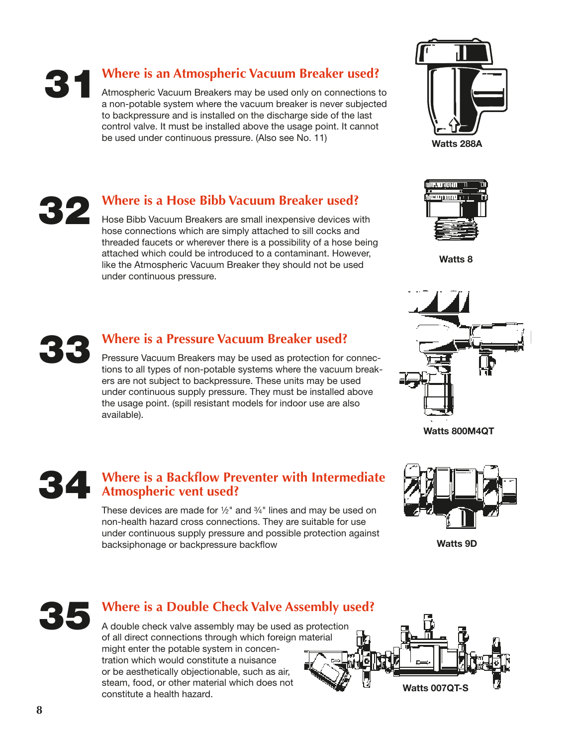## 31 Where is an Atmospheric Vacuum Breaker used?

Atmospheric Vacuum Breakers may be used only on connections to a non-potable system where the vacuum breaker is never subjected to backpressure and is installed on the discharge side of the last control valve. It must be installed above the usage point. It cannot be used under continuous pressure. (Also see No. 11)

Watts 288A

## 32 Where is a Hose Bibb Vacuum Breaker used?

Hose Bibb Vacuum Breakers are small inexpensive devices with hose connections which are simply attached to sill cocks and threaded faucets or wherever there is a possibility of a hose being attached which could be introduced to a contaminant. However, like the Atmospheric Vacuum Breaker they should not be used under continuous pressure.

Watts 8

## 33 Where is a Pressure Vacuum Breaker used?

Pressure Vacuum Breakers may be used as protection for connections to all types of non-potable systems where the vacuum breakers are not subject to backpressure. These units may be used under continuous supply pressure. They must be installed above the usage point. (spill resistant models for indoor use are also available).

Watts 800M4QT

## 34 Where is a Backflow Preventer with Intermediate Atmospheric vent used?

These devices are made for ½" and ¾" lines and may be used on non-health hazard cross connections. They are suitable for use under continuous supply pressure and possible protection against backsiphonage or backpressure backflow

Watts 9D

## 35 Where is a Double Check Valve Assembly used?

A double check valve assembly may be used as protection of all direct connections through which foreign material might enter the potable system in concentration which would constitute a nuisance or be aesthetically objectionable, such as air, steam, food, or other material which does not constitute a health hazard.

Watts 007QT-S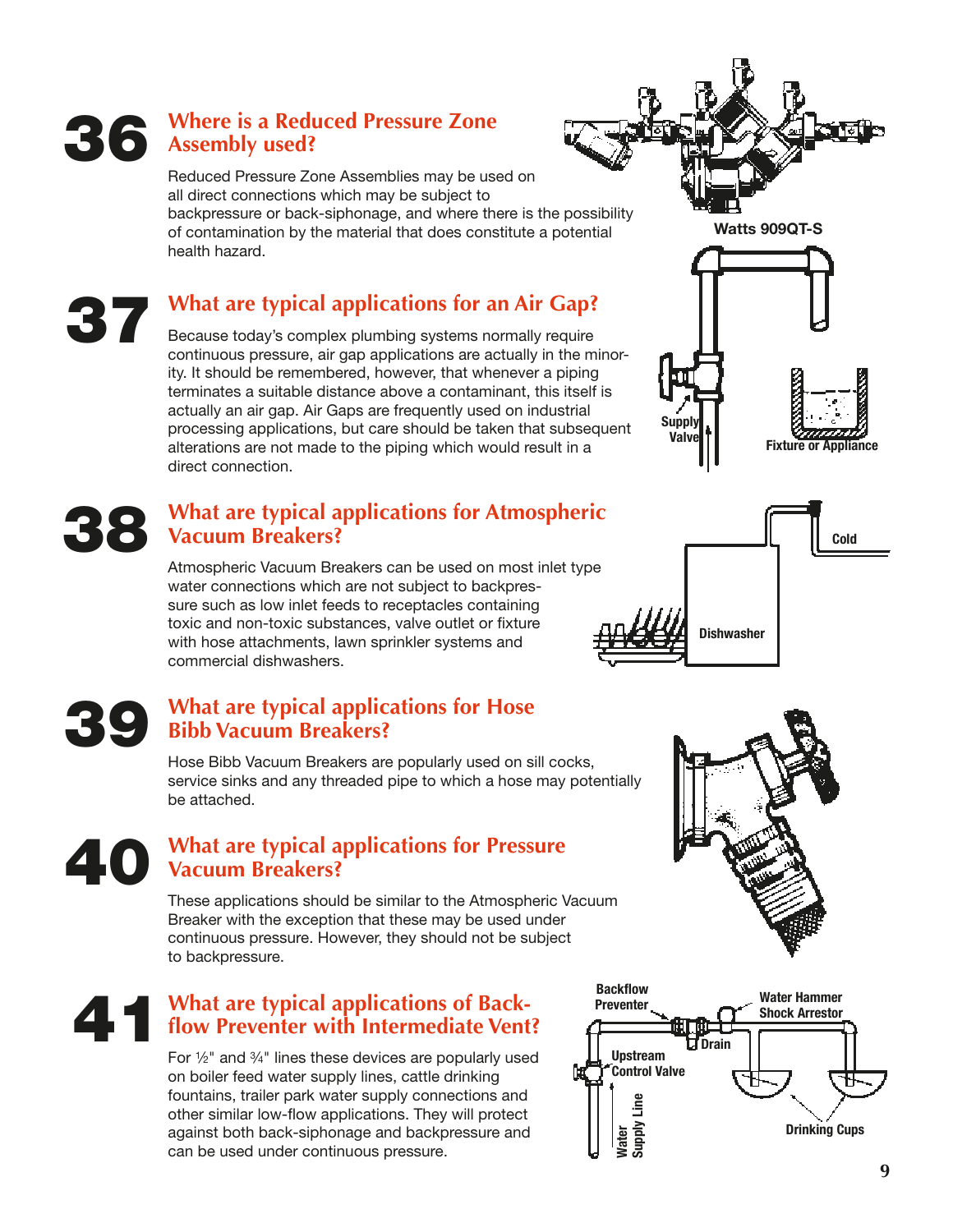## 36 Where is a Reduced Pressure Zone Assembly used?

Reduced Pressure Zone Assemblies may be used on all direct connections which may be subject to backpressure or back-siphonage, and where there is the possibility of contamination by the material that does constitute a potential health hazard.

Watts 909QT-S

## 37 What are typical applications for an Air Gap?

Because today's complex plumbing systems normally require continuous pressure, air gap applications are actually in the minority. It should be remembered, however, that whenever a piping terminates a suitable distance above a contaminant, this itself is actually an air gap. Air Gaps are frequently used on industrial processing applications, but care should be taken that subsequent alterations are not made to the piping which would result in a direct connection.

Supply Valve

Fixture or Appliance

## 38 What are typical applications for Atmospheric Vacuum Breakers?

Atmospheric Vacuum Breakers can be used on most inlet type water connections which are not subject to backpressure such as low inlet feeds to receptacles containing toxic and non-toxic substances, valve outlet or fixture with hose attachments, lawn sprinkler systems and commercial dishwashers.

Cold

Dishwasher

## 39 What are typical applications for Hose Bibb Vacuum Breakers?

Hose Bibb Vacuum Breakers are popularly used on sill cocks, service sinks and any threaded pipe to which a hose may potentially be attached.

## 40 What are typical applications for Pressure Vacuum Breakers?

These applications should be similar to the Atmospheric Vacuum Breaker with the exception that these may be used under continuous pressure. However, they should not be subject to backpressure.

## 41 What are typical applications of Backflow Preventer with Intermediate Vent?

For ½" and ¾" lines these devices are popularly used on boiler feed water supply lines, cattle drinking fountains, trailer park water supply connections and other similar low-flow applications. They will protect against both back-siphonage and backpressure and can be used under continuous pressure.

Backflow Preventer

Water Hammer Shock Arrestor

Drain

Upstream Control Valve

Water Supply Line

Drinking Cups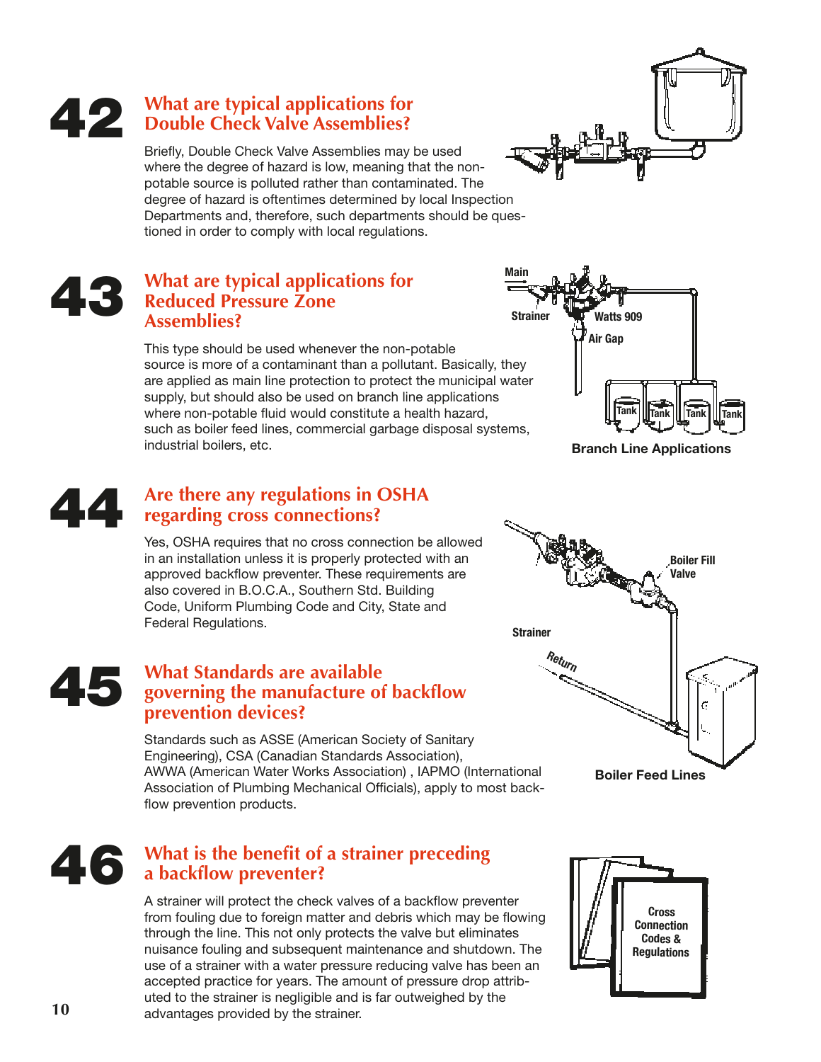## 42 What are typical applications for Double Check Valve Assemblies?

Briefly, Double Check Valve Assemblies may be used where the degree of hazard is low, meaning that the non-potable source is polluted rather than contaminated. The degree of hazard is oftentimes determined by local Inspection Departments and, therefore, such departments should be questioned in order to comply with local regulations.

## 43 What are typical applications for Reduced Pressure Zone Assemblies?

This type should be used whenever the non-potable source is more of a contaminant than a pollutant. Basically, they are applied as main line protection to protect the municipal water supply, but should also be used on branch line applications where non-potable fluid would constitute a health hazard, such as boiler feed lines, commercial garbage disposal systems, industrial boilers, etc.

Main

Strainer

Watts 909

Air Gap

Tank Tank Tank Tank

**Branch Line Applications**

## 44 Are there any regulations in OSHA regarding cross connections?

Yes, OSHA requires that no cross connection be allowed in an installation unless it is properly protected with an approved backflow preventer. These requirements are also covered in B.O.C.A., Southern Std. Building Code, Uniform Plumbing Code and City, State and Federal Regulations.

Boiler Fill Valve

Strainer

Return

**Boiler Feed Lines**

## 45 What Standards are available governing the manufacture of backflow prevention devices?

Standards such as ASSE (American Society of Sanitary Engineering), CSA (Canadian Standards Association), AWWA (American Water Works Association) , IAPMO (International Association of Plumbing Mechanical Officials), apply to most backflow prevention products.

## 46 What is the benefit of a strainer preceding a backflow preventer?

A strainer will protect the check valves of a backflow preventer from fouling due to foreign matter and debris which may be flowing through the line. This not only protects the valve but eliminates nuisance fouling and subsequent maintenance and shutdown. The use of a strainer with a water pressure reducing valve has been an accepted practice for years. The amount of pressure drop attributed to the strainer is negligible and is far outweighed by the advantages provided by the strainer.

Cross Connection Codes & Regulations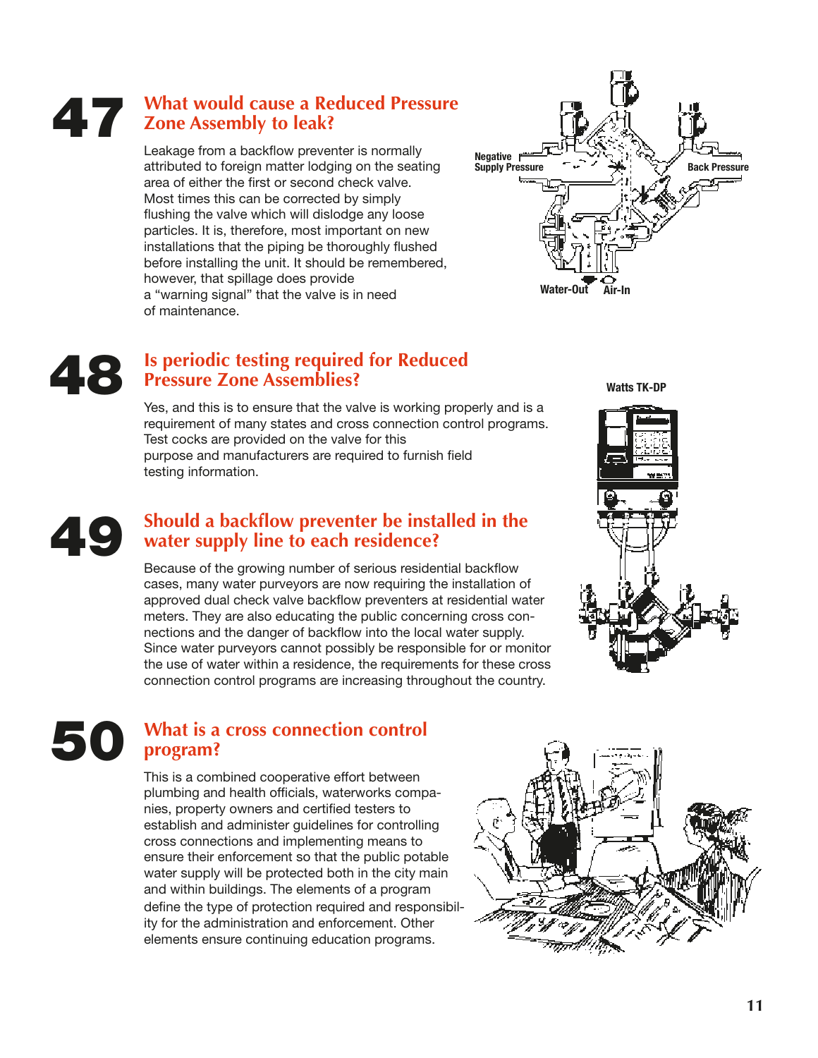## 47 What would cause a Reduced Pressure Zone Assembly to leak?

Leakage from a backflow preventer is normally attributed to foreign matter lodging on the seating area of either the first or second check valve. Most times this can be corrected by simply flushing the valve which will dislodge any loose particles. It is, therefore, most important on new installations that the piping be thoroughly flushed before installing the unit. It should be remembered, however, that spillage does provide a "warning signal" that the valve is in need of maintenance.

Negative Supply Pressure

Back Pressure

Water-Out

Air-In

## 48 Is periodic testing required for Reduced Pressure Zone Assemblies?

Yes, and this is to ensure that the valve is working properly and is a requirement of many states and cross connection control programs. Test cocks are provided on the valve for this purpose and manufacturers are required to furnish field testing information.

Watts TK-DP

## 49 Should a backflow preventer be installed in the water supply line to each residence?

Because of the growing number of serious residential backflow cases, many water purveyors are now requiring the installation of approved dual check valve backflow preventers at residential water meters. They are also educating the public concerning cross connections and the danger of backflow into the local water supply. Since water purveyors cannot possibly be responsible for or monitor the use of water within a residence, the requirements for these cross connection control programs are increasing throughout the country.

## 50 What is a cross connection control program?

This is a combined cooperative effort between plumbing and health officials, waterworks companies, property owners and certified testers to establish and administer guidelines for controlling cross connections and implementing means to ensure their enforcement so that the public potable water supply will be protected both in the city main and within buildings. The elements of a program define the type of protection required and responsibility for the administration and enforcement. Other elements ensure continuing education programs.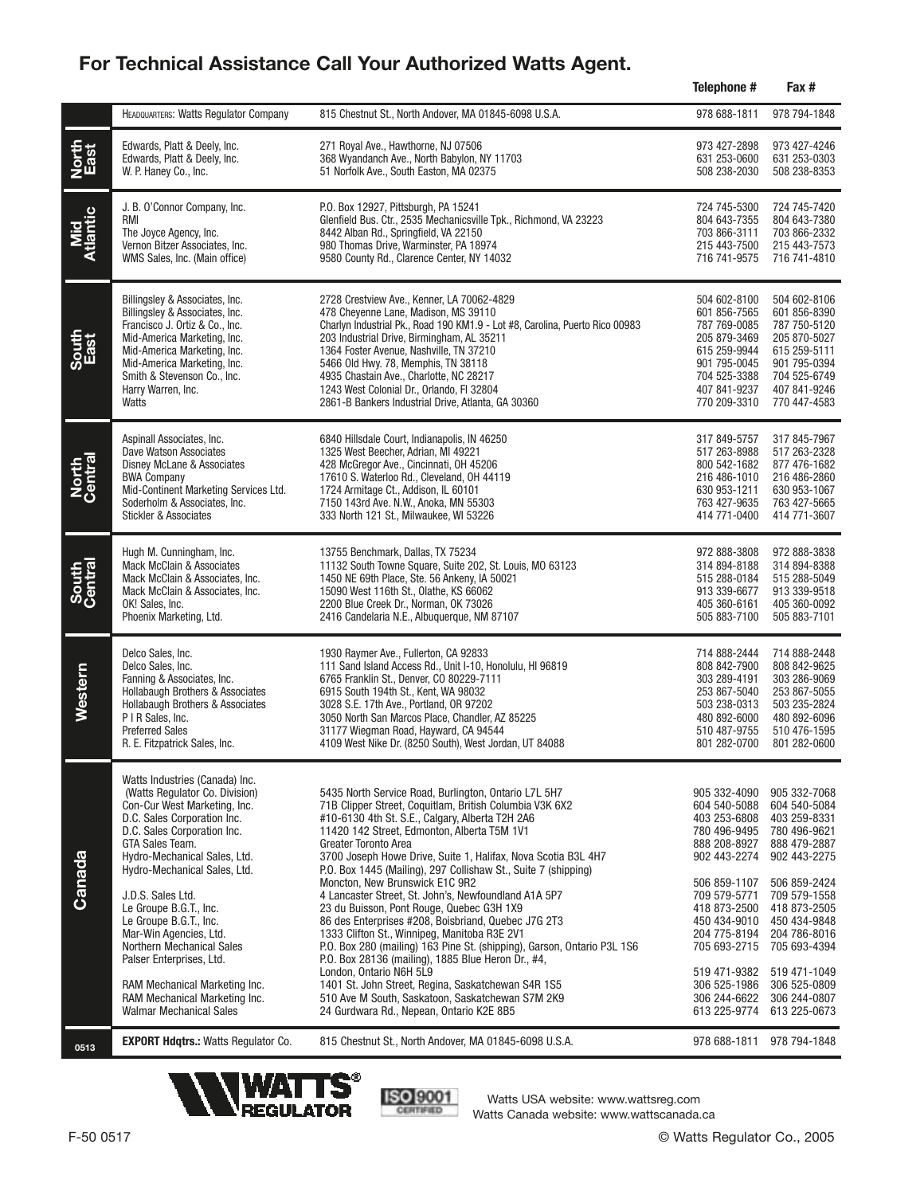## For Technical Assistance Call Your Authorized Watts Agent.

| Region | Agent | Address | Telephone # | Fax # |
|---|---|---|---|---|
| | HEADQUARTERS: Watts Regulator Company | 815 Chestnut St., North Andover, MA 01845-6098 U.S.A. | 978 688-1811 | 978 794-1848 |
| North East | Edwards, Platt & Deely, Inc. | 271 Royal Ave., Hawthorne, NJ 07506 | 973 427-2898 | 973 427-4246 |
| | Edwards, Platt & Deely, Inc. | 368 Wyandanch Ave., North Babylon, NY 11703 | 631 253-0600 | 631 253-0303 |
| | W. P. Haney Co., Inc. | 51 Norfolk Ave., South Easton, MA 02375 | 508 238-2030 | 508 238-8353 |
| Mid Atlantic | J. B. O'Connor Company, Inc. | P.O. Box 12927, Pittsburgh, PA 15241 | 724 745-5300 | 724 745-7420 |
| | RMI | Glenfield Bus. Ctr., 2535 Mechanicsville Tpk., Richmond, VA 23223 | 804 643-7355 | 804 643-7380 |
| | The Joyce Agency, Inc. | 8442 Alban Rd., Springfield, VA 22150 | 703 866-3111 | 703 866-2332 |
| | Vernon Bitzer Associates, Inc. | 980 Thomas Drive, Warminster, PA 18974 | 215 443-7500 | 215 443-7573 |
| | WMS Sales, Inc. (Main office) | 9580 County Rd., Clarence Center, NY 14032 | 716 741-9575 | 716 741-4810 |
| South East | Billingsley & Associates, Inc. | 2728 Crestview Ave., Kenner, LA 70062-4829 | 504 602-8100 | 504 602-8106 |
| | Billingsley & Associates, Inc. | 478 Cheyenne Lane, Madison, MS 39110 | 601 856-7565 | 601 856-8390 |
| | Francisco J. Ortiz & Co., Inc. | Charlyn Industrial Pk., Road 190 KM1.9 - Lot #8, Carolina, Puerto Rico 00983 | 787 769-0085 | 787 750-5120 |
| | Mid-America Marketing, Inc. | 203 Industrial Drive, Birmingham, AL 35211 | 205 879-3469 | 205 870-5027 |
| | Mid-America Marketing, Inc. | 1364 Foster Avenue, Nashville, TN 37210 | 615 259-9944 | 615 259-5111 |
| | Mid-America Marketing, Inc. | 5466 Old Hwy. 78, Memphis, TN 38118 | 901 795-0045 | 901 795-0394 |
| | Smith & Stevenson Co., Inc. | 4935 Chastain Ave., Charlotte, NC 28217 | 704 525-3388 | 704 525-6749 |
| | Harry Warren, Inc. | 1243 West Colonial Dr., Orlando, Fl 32804 | 407 841-9237 | 407 841-9246 |
| | Watts | 2861-B Bankers Industrial Drive, Atlanta, GA 30360 | 770 209-3310 | 770 447-4583 |
| North Central | Aspinall Associates, Inc. | 6840 Hillsdale Court, Indianapolis, IN 46250 | 317 849-5757 | 317 845-7967 |
| | Dave Watson Associates | 1325 West Beecher, Adrian, MI 49221 | 517 263-8988 | 517 263-2328 |
| | Disney McLane & Associates | 428 McGregor Ave., Cincinnati, OH 45206 | 800 542-1682 | 877 476-1682 |
| | BWA Company | 17610 S. Waterloo Rd., Cleveland, OH 44119 | 216 486-1010 | 216 486-2860 |
| | Mid-Continent Marketing Services Ltd. | 1724 Armitage Ct., Addison, IL 60101 | 630 953-1211 | 630 953-1067 |
| | Soderholm & Associates, Inc. | 7150 143rd Ave. N.W., Anoka, MN 55303 | 763 427-9635 | 763 427-5665 |
| | Stickler & Associates | 333 North 121 St., Milwaukee, WI 53226 | 414 771-0400 | 414 771-3607 |
| South Central | Hugh M. Cunningham, Inc. | 13755 Benchmark, Dallas, TX 75234 | 972 888-3808 | 972 888-3838 |
| | Mack McClain & Associates | 11132 South Towne Square, Suite 202, St. Louis, MO 63123 | 314 894-8188 | 314 894-8388 |
| | Mack McClain & Associates, Inc. | 1450 NE 69th Place, Ste. 56 Ankeny, IA 50021 | 515 288-0184 | 515 288-5049 |
| | Mack McClain & Associates, Inc. | 15090 West 116th St., Olathe, KS 66062 | 913 339-6677 | 913 339-9518 |
| | OK! Sales, Inc. | 2200 Blue Creek Dr., Norman, OK 73026 | 405 360-6161 | 405 360-0092 |
| | Phoenix Marketing, Ltd. | 2416 Candelaria N.E., Albuquerque, NM 87107 | 505 883-7100 | 505 883-7101 |
| Western | Delco Sales, Inc. | 1930 Raymer Ave., Fullerton, CA 92833 | 714 888-2444 | 714 888-2448 |
| | Delco Sales, Inc. | 111 Sand Island Access Rd., Unit I-10, Honolulu, HI 96819 | 808 842-7900 | 808 842-9625 |
| | Fanning & Associates, Inc. | 6765 Franklin St., Denver, CO 80229-7111 | 303 289-4191 | 303 286-9069 |
| | Hollabaugh Brothers & Associates | 6915 South 194th St., Kent, WA 98032 | 253 867-5040 | 253 867-5055 |
| | Hollabaugh Brothers & Associates | 3028 S.E. 17th Ave., Portland, OR 97202 | 503 238-0313 | 503 235-2824 |
| | P I R Sales, Inc. | 3050 North San Marcos Place, Chandler, AZ 85225 | 480 892-6000 | 480 892-6096 |
| | Preferred Sales | 31177 Wiegman Road, Hayward, CA 94544 | 510 487-9755 | 510 476-1595 |
| | R. E. Fitzpatrick Sales, Inc. | 4109 West Nike Dr. (8250 South), West Jordan, UT 84088 | 801 282-0700 | 801 282-0600 |
| Canada | Watts Industries (Canada) Inc. (Watts Regulator Co. Division) | 5435 North Service Road, Burlington, Ontario L7L 5H7 | 905 332-4090 | 905 332-7068 |
| | Con-Cur West Marketing, Inc. | 71B Clipper Street, Coquitlam, British Columbia V3K 6X2 | 604 540-5088 | 604 540-5084 |
| | D.C. Sales Corporation Inc. | #10-6130 4th St. S.E., Calgary, Alberta T2H 2A6 | 403 253-6808 | 403 259-8331 |
| | D.C. Sales Corporation Inc. | 11420 142 Street, Edmonton, Alberta T5M 1V1 | 780 496-9495 | 780 496-9621 |
| | GTA Sales Team. | Greater Toronto Area | 888 208-8927 | 888 479-2887 |
| | Hydro-Mechanical Sales, Ltd. | 3700 Joseph Howe Drive, Suite 1, Halifax, Nova Scotia B3L 4H7 | 902 443-2274 | 902 443-2275 |
| | Hydro-Mechanical Sales, Ltd. | P.O. Box 1445 (Mailing), 297 Collishaw St., Suite 7 (shipping) Moncton, New Brunswick E1C 9R2 | 506 859-1107 | 506 859-2424 |
| | J.D.S. Sales Ltd. | 4 Lancaster Street, St. John's, Newfoundland A1A 5P7 | 709 579-5771 | 709 579-1558 |
| | Le Groupe B.G.T., Inc. | 23 du Buisson, Pont Rouge, Quebec G3H 1X9 | 418 873-2500 | 418 873-2505 |
| | Le Groupe B.G.T., Inc. | 86 des Enterprises #208, Boisbriand, Quebec J7G 2T3 | 450 434-9010 | 450 434-9848 |
| | Mar-Win Agencies, Ltd. | 1333 Clifton St., Winnipeg, Manitoba R3E 2V1 | 204 775-8194 | 204 786-8016 |
| | Northern Mechanical Sales | P.O. Box 280 (mailing) 163 Pine St. (shipping), Garson, Ontario P3L 1S6 | 705 693-2715 | 705 693-4394 |
| | Palser Enterprises, Ltd. | P.O. Box 28136 (mailing), 1885 Blue Heron Dr., #4, London, Ontario N6H 5L9 | 519 471-9382 | 519 471-1049 |
| | RAM Mechanical Marketing Inc. | 1401 St. John Street, Regina, Saskatchewan S4R 1S5 | 306 525-1986 | 306 525-0809 |
| | RAM Mechanical Marketing Inc. | 510 Ave M South, Saskatoon, Saskatchewan S7M 2K9 | 306 244-6622 | 306 244-0807 |
| | Walmar Mechanical Sales | 24 Gurdwara Rd., Nepean, Ontario K2E 8B5 | 613 225-9774 | 613 225-0673 |
| 0513 | **EXPORT Hdqtrs.:** Watts Regulator Co. | 815 Chestnut St., North Andover, MA 01845-6098 U.S.A. | 978 688-1811 | 978 794-1848 |

WATTS® REGULATOR

ISO 9001 CERTIFIED

Watts USA website: www.wattsreg.com
Watts Canada website: www.wattscanada.ca

F-50 0517

© Watts Regulator Co., 2005